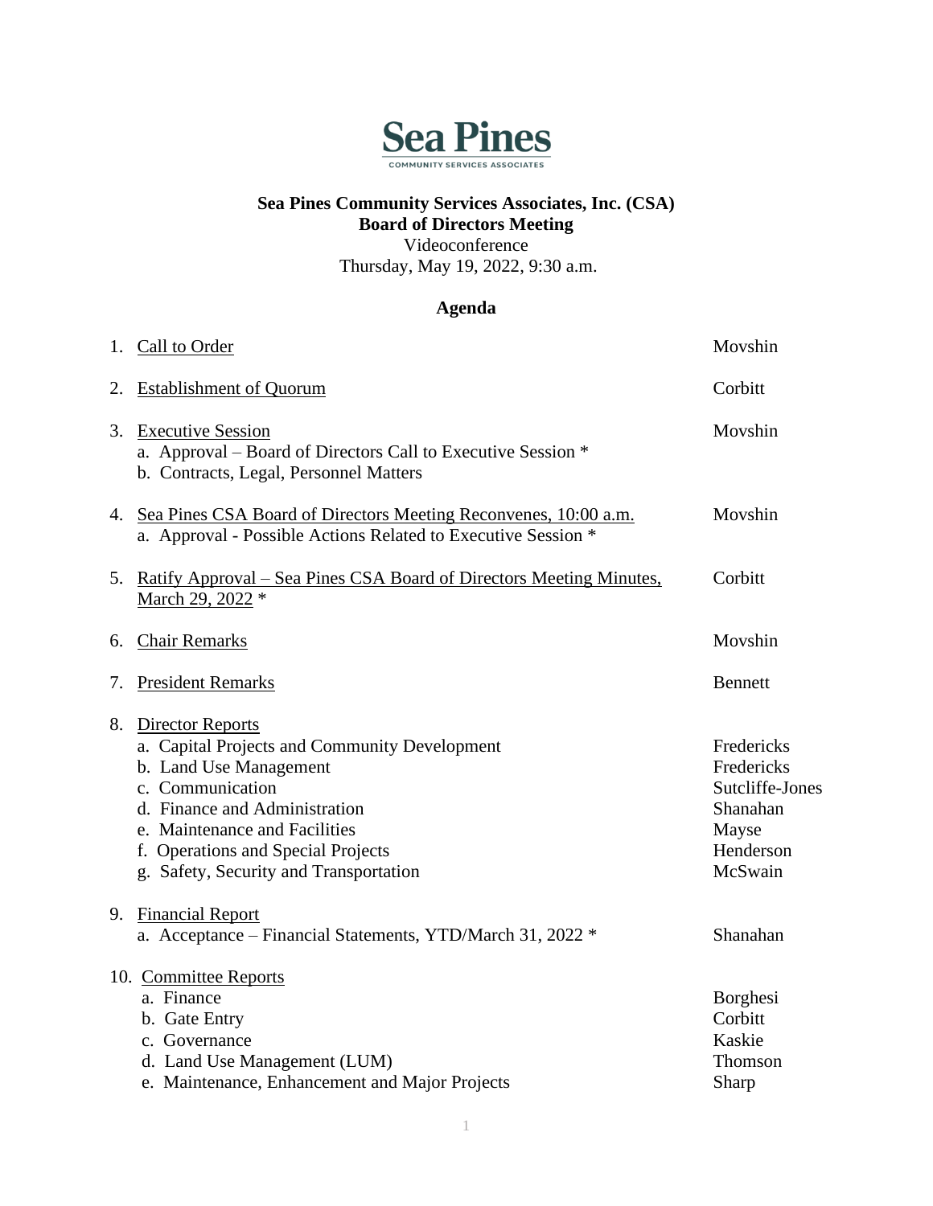Sea Pines

COMMUNITY SERVICES ASSOCIATES

**Sea Pines Community Services Associates, Inc. (CSA)**
**Board of Directors Meeting**
Videoconference
Thursday, May 19, 2022, 9:30 a.m.

**Agenda**

| | |
|---|---|
| 1. Call to Order | Movshin |
| 2. Establishment of Quorum | Corbitt |
| 3. Executive Session | Movshin |
| a. Approval – Board of Directors Call to Executive Session * | |
| b. Contracts, Legal, Personnel Matters | |
| 4. Sea Pines CSA Board of Directors Meeting Reconvenes, 10:00 a.m. | Movshin |
| a. Approval - Possible Actions Related to Executive Session * | |
| 5. Ratify Approval – Sea Pines CSA Board of Directors Meeting Minutes, March 29, 2022 * | Corbitt |
| 6. Chair Remarks | Movshin |
| 7. President Remarks | Bennett |
| 8. Director Reports | |
| a. Capital Projects and Community Development | Fredericks |
| b. Land Use Management | Fredericks |
| c. Communication | Sutcliffe-Jones |
| d. Finance and Administration | Shanahan |
| e. Maintenance and Facilities | Mayse |
| f. Operations and Special Projects | Henderson |
| g. Safety, Security and Transportation | McSwain |
| 9. Financial Report | |
| a. Acceptance – Financial Statements, YTD/March 31, 2022 * | Shanahan |
| 10. Committee Reports | |
| a. Finance | Borghesi |
| b. Gate Entry | Corbitt |
| c. Governance | Kaskie |
| d. Land Use Management (LUM) | Thomson |
| e. Maintenance, Enhancement and Major Projects | Sharp |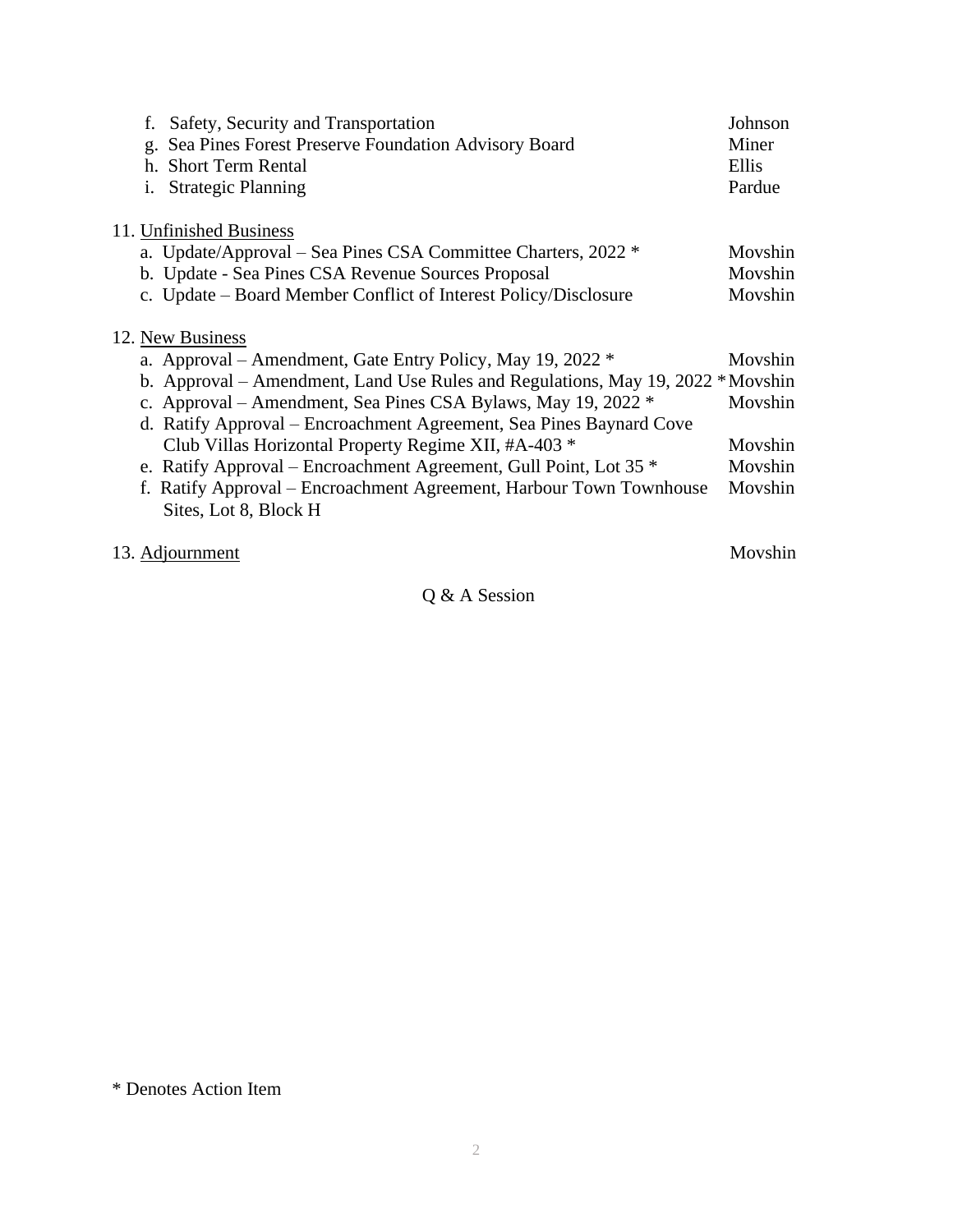f. Safety, Security and Transportation — Johnson
g. Sea Pines Forest Preserve Foundation Advisory Board — Miner
h. Short Term Rental — Ellis
i. Strategic Planning — Pardue

11. Unfinished Business
    a. Update/Approval – Sea Pines CSA Committee Charters, 2022 * — Movshin
    b. Update - Sea Pines CSA Revenue Sources Proposal — Movshin
    c. Update – Board Member Conflict of Interest Policy/Disclosure — Movshin

12. New Business
    a. Approval – Amendment, Gate Entry Policy, May 19, 2022 * — Movshin
    b. Approval – Amendment, Land Use Rules and Regulations, May 19, 2022 * — Movshin
    c. Approval – Amendment, Sea Pines CSA Bylaws, May 19, 2022 * — Movshin
    d. Ratify Approval – Encroachment Agreement, Sea Pines Baynard Cove Club Villas Horizontal Property Regime XII, #A-403 * — Movshin
    e. Ratify Approval – Encroachment Agreement, Gull Point, Lot 35 * — Movshin
    f. Ratify Approval – Encroachment Agreement, Harbour Town Townhouse Sites, Lot 8, Block H — Movshin

13. Adjournment — Movshin

Q & A Session

\* Denotes Action Item